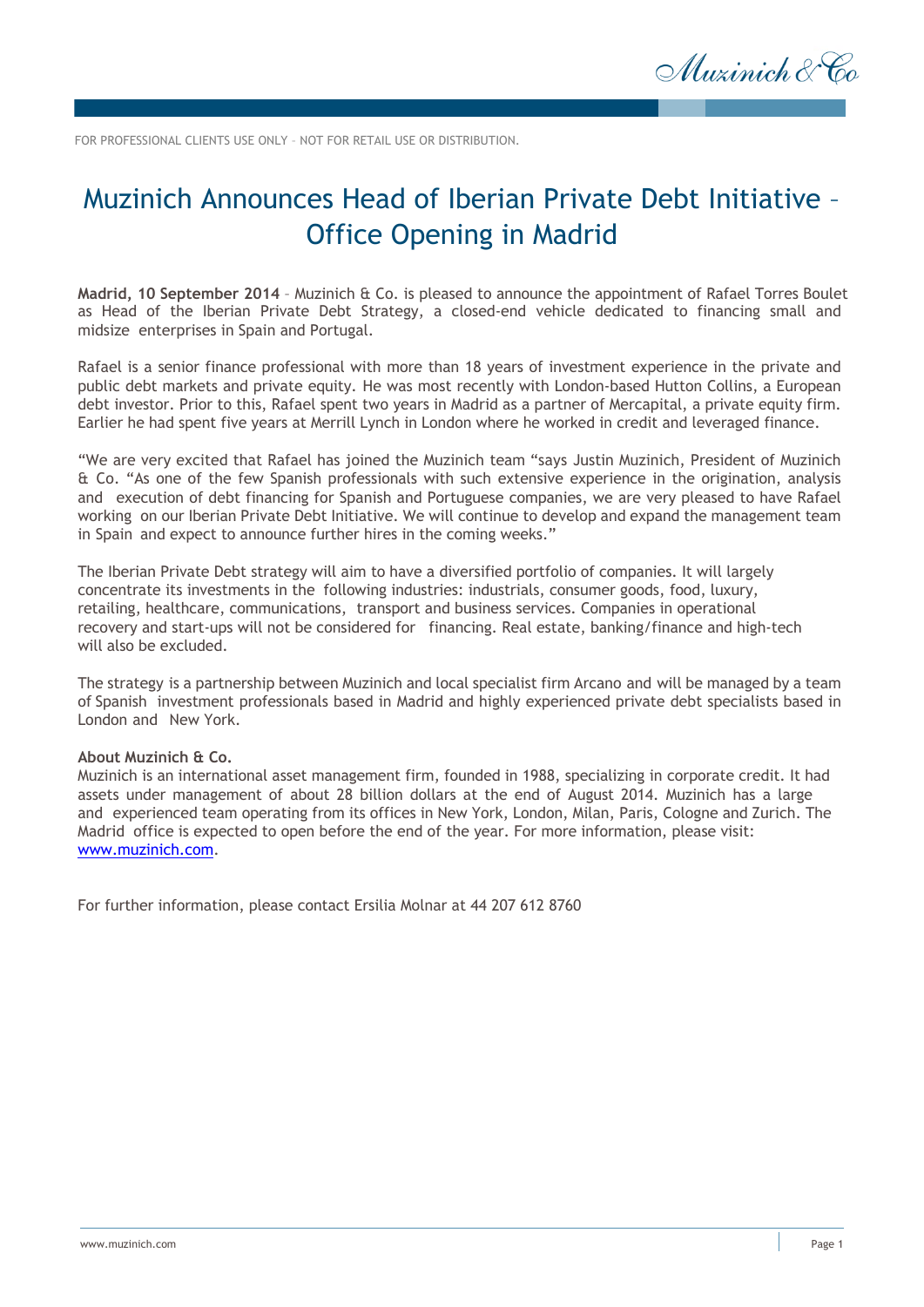FOR PROFESSIONAL CLIENTS USE ONLY – NOT FOR RETAIL USE OR DISTRIBUTION.

# Muzinich Announces Head of Iberian Private Debt Initiative – Office Opening in Madrid

**Madrid, 10 September 2014** – Muzinich & Co. is pleased to announce the appointment of Rafael Torres Boulet as Head of the Iberian Private Debt Strategy, a closed-end vehicle dedicated to financing small and midsize enterprises in Spain and Portugal.

Rafael is a senior finance professional with more than 18 years of investment experience in the private and public debt markets and private equity. He was most recently with London-based Hutton Collins, a European debt investor. Prior to this, Rafael spent two years in Madrid as a partner of Mercapital, a private equity firm. Earlier he had spent five years at Merrill Lynch in London where he worked in credit and leveraged finance.

"We are very excited that Rafael has joined the Muzinich team "says Justin Muzinich, President of Muzinich & Co. "As one of the few Spanish professionals with such extensive experience in the origination, analysis and execution of debt financing for Spanish and Portuguese companies, we are very pleased to have Rafael working on our Iberian Private Debt Initiative. We will continue to develop and expand the management team in Spain and expect to announce further hires in the coming weeks."

The Iberian Private Debt strategy will aim to have a diversified portfolio of companies. It will largely concentrate its investments in the following industries: industrials, consumer goods, food, luxury, retailing, healthcare, communications, transport and business services. Companies in operational recovery and start-ups will not be considered for financing. Real estate, banking/finance and high-tech will also be excluded.

The strategy is a partnership between Muzinich and local specialist firm Arcano and will be managed by a team of Spanish investment professionals based in Madrid and highly experienced private debt specialists based in London and New York.

**About Muzinich & Co.**
Muzinich is an international asset management firm, founded in 1988, specializing in corporate credit. It had assets under management of about 28 billion dollars at the end of August 2014. Muzinich has a large and experienced team operating from its offices in New York, London, Milan, Paris, Cologne and Zurich. The Madrid office is expected to open before the end of the year. For more information, please visit: www.muzinich.com.

For further information, please contact Ersilia Molnar at 44 207 612 8760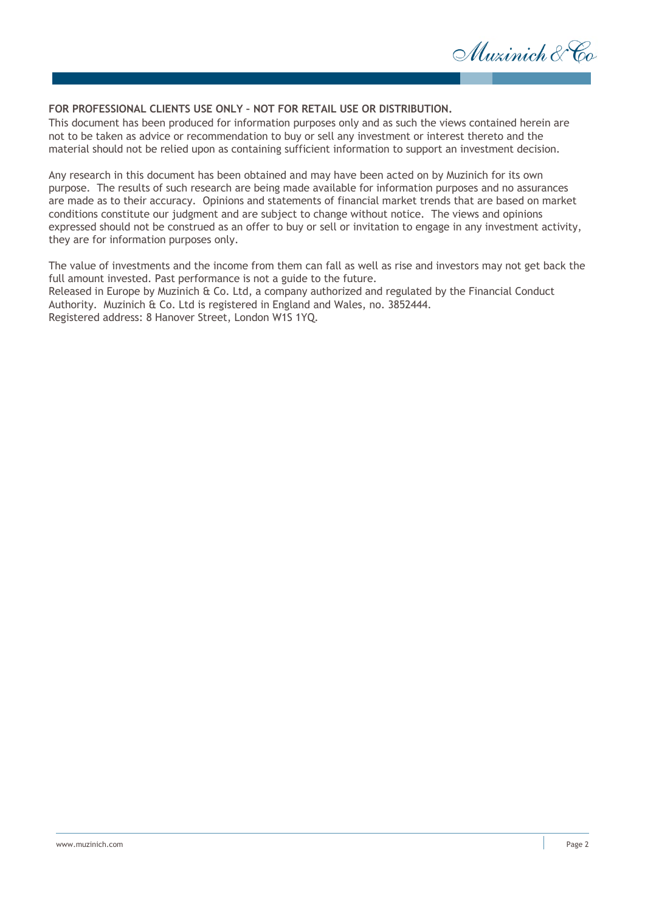**FOR PROFESSIONAL CLIENTS USE ONLY – NOT FOR RETAIL USE OR DISTRIBUTION.**

This document has been produced for information purposes only and as such the views contained herein are not to be taken as advice or recommendation to buy or sell any investment or interest thereto and the material should not be relied upon as containing sufficient information to support an investment decision.

Any research in this document has been obtained and may have been acted on by Muzinich for its own purpose. The results of such research are being made available for information purposes and no assurances are made as to their accuracy. Opinions and statements of financial market trends that are based on market conditions constitute our judgment and are subject to change without notice. The views and opinions expressed should not be construed as an offer to buy or sell or invitation to engage in any investment activity, they are for information purposes only.

The value of investments and the income from them can fall as well as rise and investors may not get back the full amount invested. Past performance is not a guide to the future.
Released in Europe by Muzinich & Co. Ltd, a company authorized and regulated by the Financial Conduct Authority. Muzinich & Co. Ltd is registered in England and Wales, no. 3852444.
Registered address: 8 Hanover Street, London W1S 1YQ.